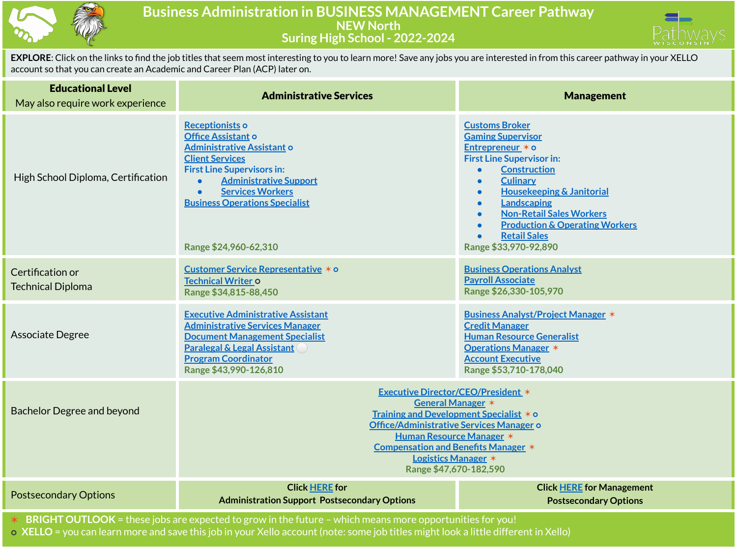# Business Administration in BUSINESS MANAGEMENT Career Pathway

## NEW North

## Suring High School - 2022-2024

**EXPLORE**: Click on the links to find the job titles that seem most interesting to you to learn more! Save any jobs you are interested in from this career pathway in your XELLO account so that you can create an Academic and Career Plan (ACP) later on.

| **Educational Level** May also require work experience | **Administrative Services** | **Management** |
|---|---|---|
| High School Diploma, Certification | Receptionists ⚬<br>Office Assistant ⚬<br>Administrative Assistant ⚬<br>Client Services<br>First Line Supervisors in:<br>• Administrative Support<br>• Services Workers<br>Business Operations Specialist<br>Range $24,960-62,310 | Customs Broker<br>Gaming Supervisor<br>Entrepreneur ✶ ⚬<br>First Line Supervisor in:<br>• Construction<br>• Culinary<br>• Housekeeping & Janitorial<br>• Landscaping<br>• Non-Retail Sales Workers<br>• Production & Operating Workers<br>• Retail Sales<br>Range $33,970-92,890 |
| Certification or Technical Diploma | Customer Service Representative ✶ ⚬<br>Technical Writer ⚬<br>Range $34,815-88,450 | Business Operations Analyst<br>Payroll Associate<br>Range $26,330-105,970 |
| Associate Degree | Executive Administrative Assistant<br>Administrative Services Manager<br>Document Management Specialist<br>Paralegal & Legal Assistant ⚬<br>Program Coordinator<br>Range $43,990-126,810 | Business Analyst/Project Manager ✶<br>Credit Manager<br>Human Resource Generalist<br>Operations Manager ✶<br>Account Executive<br>Range $53,710-178,040 |
| Bachelor Degree and beyond | Executive Director/CEO/President ✶<br>General Manager ✶<br>Training and Development Specialist ✶ ⚬<br>Office/Administrative Services Manager ⚬<br>Human Resource Manager ✶<br>Compensation and Benefits Manager ✶<br>Logistics Manager ✶<br>Range $47,670-182,590 | |
| Postsecondary Options | Click HERE for Administration Support Postsecondary Options | Click HERE for Management Postsecondary Options |

✶ **BRIGHT OUTLOOK** = these jobs are expected to grow in the future – which means more opportunities for you!

⚬ **XELLO** = you can learn more and save this job in your Xello account (note: some job titles might look a little different in Xello)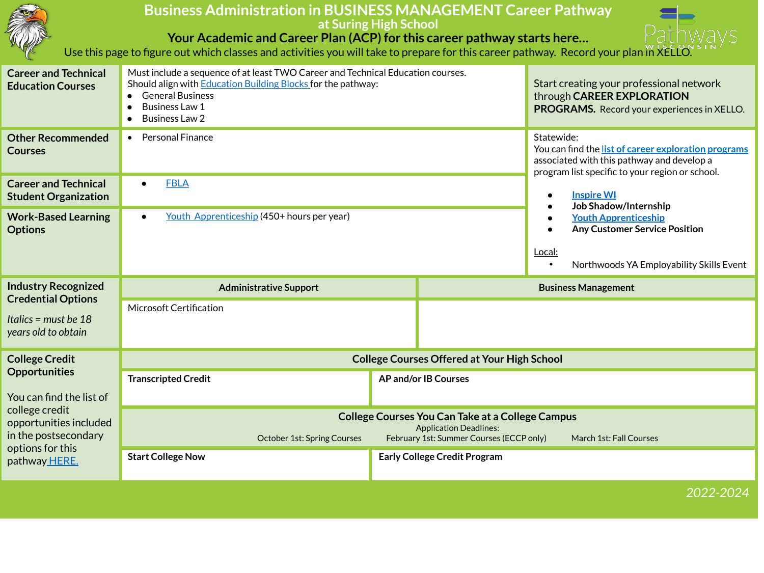# Business Administration in BUSINESS MANAGEMENT Career Pathway

## at Suring High School

**Your Academic and Career Plan (ACP) for this career pathway starts here…**

Use this page to figure out which classes and activities you will take to prepare for this career pathway. Record your plan in XELLO.

| | |
|---|---|
| **Career and Technical Education Courses** | Must include a sequence of at least TWO Career and Technical Education courses. Should align with Education Building Blocks for the pathway:<br>• General Business<br>• Business Law 1<br>• Business Law 2 |
| **Other Recommended Courses** | • Personal Finance |
| **Career and Technical Student Organization** | • FBLA |
| **Work-Based Learning Options** | • Youth Apprenticeship (450+ hours per year) |

Start creating your professional network through **CAREER EXPLORATION PROGRAMS.** Record your experiences in XELLO.

Statewide:
You can find the **list of career exploration programs** associated with this pathway and develop a program list specific to your region or school.

- **Inspire WI**
- **Job Shadow/Internship**
- **Youth Apprenticeship**
- **Any Customer Service Position**

Local:

- Northwoods YA Employability Skills Event

| **Industry Recognized Credential Options**<br><br>*Italics = must be 18 years old to obtain* | **Administrative Support** | **Business Management** |
|---|---|---|
| | Microsoft Certification | |

**College Credit Opportunities**

You can find the list of college credit opportunities included in the postsecondary options for this pathway HERE.

### College Courses Offered at Your High School

| **Transcripted Credit** | **AP and/or IB Courses** |
|---|---|
| | |

### College Courses You Can Take at a College Campus

Application Deadlines:
October 1st: Spring Courses February 1st: Summer Courses (ECCP only) March 1st: Fall Courses

| **Start College Now** | **Early College Credit Program** |
|---|---|
| | |

*2022-2024*